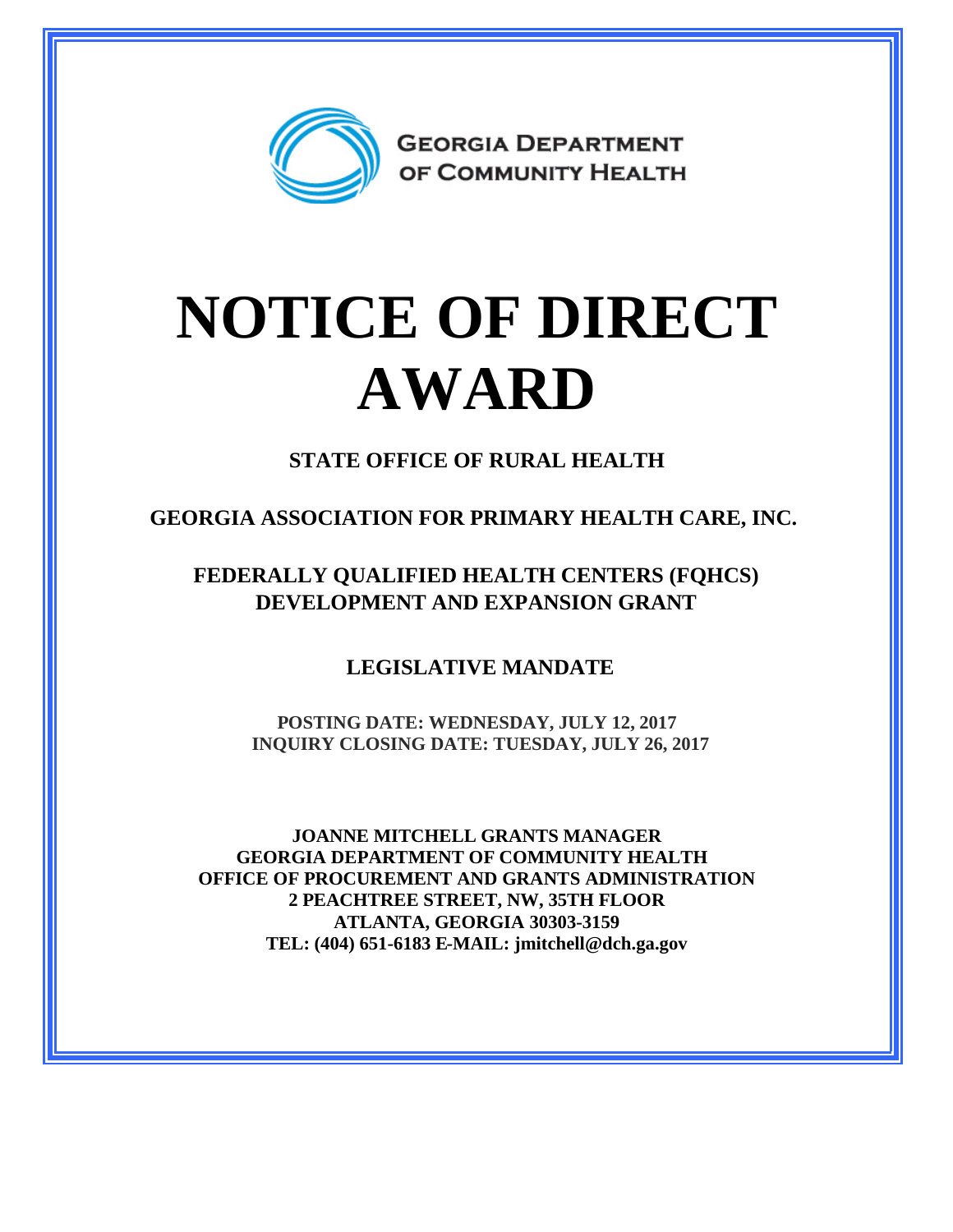GEORGIA DEPARTMENT OF COMMUNITY HEALTH

# NOTICE OF DIRECT AWARD

**STATE OFFICE OF RURAL HEALTH**

**GEORGIA ASSOCIATION FOR PRIMARY HEALTH CARE, INC.**

**FEDERALLY QUALIFIED HEALTH CENTERS (FQHCS) DEVELOPMENT AND EXPANSION GRANT**

**LEGISLATIVE MANDATE**

**POSTING DATE: WEDNESDAY, JULY 12, 2017**
**INQUIRY CLOSING DATE: TUESDAY, JULY 26, 2017**

**JOANNE MITCHELL GRANTS MANAGER**
**GEORGIA DEPARTMENT OF COMMUNITY HEALTH**
**OFFICE OF PROCUREMENT AND GRANTS ADMINISTRATION**
**2 PEACHTREE STREET, NW, 35TH FLOOR**
**ATLANTA, GEORGIA 30303-3159**
**TEL: (404) 651-6183 E-MAIL: jmitchell@dch.ga.gov**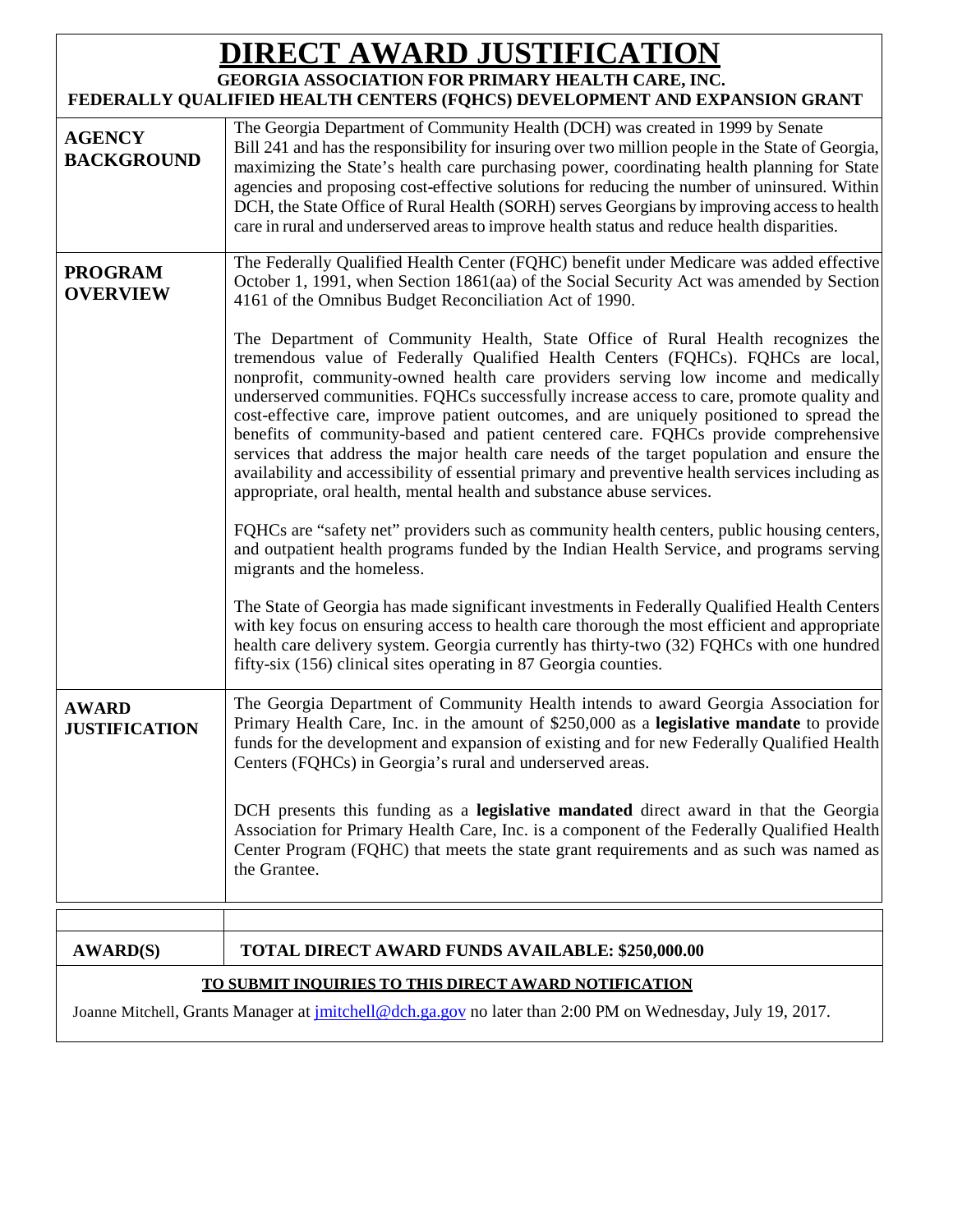# DIRECT AWARD JUSTIFICATION

**GEORGIA ASSOCIATION FOR PRIMARY HEALTH CARE, INC.**
**FEDERALLY QUALIFIED HEALTH CENTERS (FQHCS) DEVELOPMENT AND EXPANSION GRANT**

| | |
|---|---|
| **AGENCY BACKGROUND** | The Georgia Department of Community Health (DCH) was created in 1999 by Senate Bill 241 and has the responsibility for insuring over two million people in the State of Georgia, maximizing the State's health care purchasing power, coordinating health planning for State agencies and proposing cost-effective solutions for reducing the number of uninsured. Within DCH, the State Office of Rural Health (SORH) serves Georgians by improving access to health care in rural and underserved areas to improve health status and reduce health disparities. |
| **PROGRAM OVERVIEW** | The Federally Qualified Health Center (FQHC) benefit under Medicare was added effective October 1, 1991, when Section 1861(aa) of the Social Security Act was amended by Section 4161 of the Omnibus Budget Reconciliation Act of 1990.<br><br>The Department of Community Health, State Office of Rural Health recognizes the tremendous value of Federally Qualified Health Centers (FQHCs). FQHCs are local, nonprofit, community-owned health care providers serving low income and medically underserved communities. FQHCs successfully increase access to care, promote quality and cost-effective care, improve patient outcomes, and are uniquely positioned to spread the benefits of community-based and patient centered care. FQHCs provide comprehensive services that address the major health care needs of the target population and ensure the availability and accessibility of essential primary and preventive health services including as appropriate, oral health, mental health and substance abuse services.<br><br>FQHCs are "safety net" providers such as community health centers, public housing centers, and outpatient health programs funded by the Indian Health Service, and programs serving migrants and the homeless.<br><br>The State of Georgia has made significant investments in Federally Qualified Health Centers with key focus on ensuring access to health care thorough the most efficient and appropriate health care delivery system. Georgia currently has thirty-two (32) FQHCs with one hundred fifty-six (156) clinical sites operating in 87 Georgia counties. |
| **AWARD JUSTIFICATION** | The Georgia Department of Community Health intends to award Georgia Association for Primary Health Care, Inc. in the amount of $250,000 as a **legislative mandate** to provide funds for the development and expansion of existing and for new Federally Qualified Health Centers (FQHCs) in Georgia's rural and underserved areas.<br><br>DCH presents this funding as a **legislative mandated** direct award in that the Georgia Association for Primary Health Care, Inc. is a component of the Federally Qualified Health Center Program (FQHC) that meets the state grant requirements and as such was named as the Grantee. |

| | |
|---|---|
| | |
| **AWARD(S)** | **TOTAL DIRECT AWARD FUNDS AVAILABLE: $250,000.00** |

**TO SUBMIT INQUIRIES TO THIS DIRECT AWARD NOTIFICATION**

Joanne Mitchell, Grants Manager at jmitchell@dch.ga.gov no later than 2:00 PM on Wednesday, July 19, 2017.